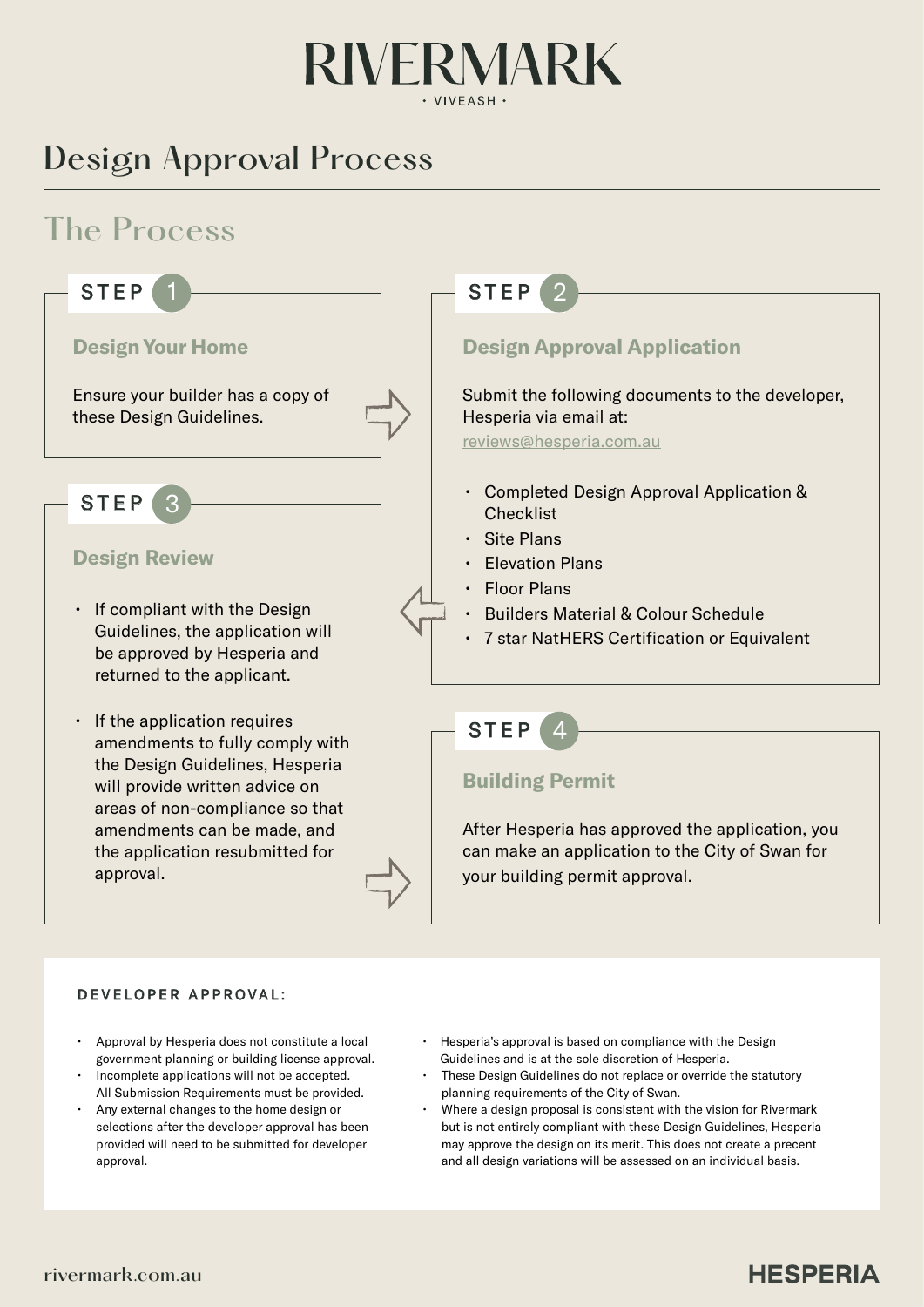# RIVERMARK

• VIVEASH •

## Design Approval Process

### The Process

#### STEP 1

**Design Your Home**

Ensure your builder has a copy of these Design Guidelines.

#### STEP 2

**Design Approval Application**

Submit the following documents to the developer, Hesperia via email at:
reviews@hesperia.com.au

- Completed Design Approval Application & Checklist
- Site Plans
- Elevation Plans
- Floor Plans
- Builders Material & Colour Schedule
- 7 star NatHERS Certification or Equivalent

#### STEP 3

**Design Review**

- If compliant with the Design Guidelines, the application will be approved by Hesperia and returned to the applicant.
- If the application requires amendments to fully comply with the Design Guidelines, Hesperia will provide written advice on areas of non-compliance so that amendments can be made, and the application resubmitted for approval.

#### STEP 4

**Building Permit**

After Hesperia has approved the application, you can make an application to the City of Swan for your building permit approval.

**DEVELOPER APPROVAL:**

- Approval by Hesperia does not constitute a local government planning or building license approval.
- Incomplete applications will not be accepted. All Submission Requirements must be provided.
- Any external changes to the home design or selections after the developer approval has been provided will need to be submitted for developer approval.
- Hesperia's approval is based on compliance with the Design Guidelines and is at the sole discretion of Hesperia.
- These Design Guidelines do not replace or override the statutory planning requirements of the City of Swan.
- Where a design proposal is consistent with the vision for Rivermark but is not entirely compliant with these Design Guidelines, Hesperia may approve the design on its merit. This does not create a precent and all design variations will be assessed on an individual basis.

rivermark.com.au

HESPERIA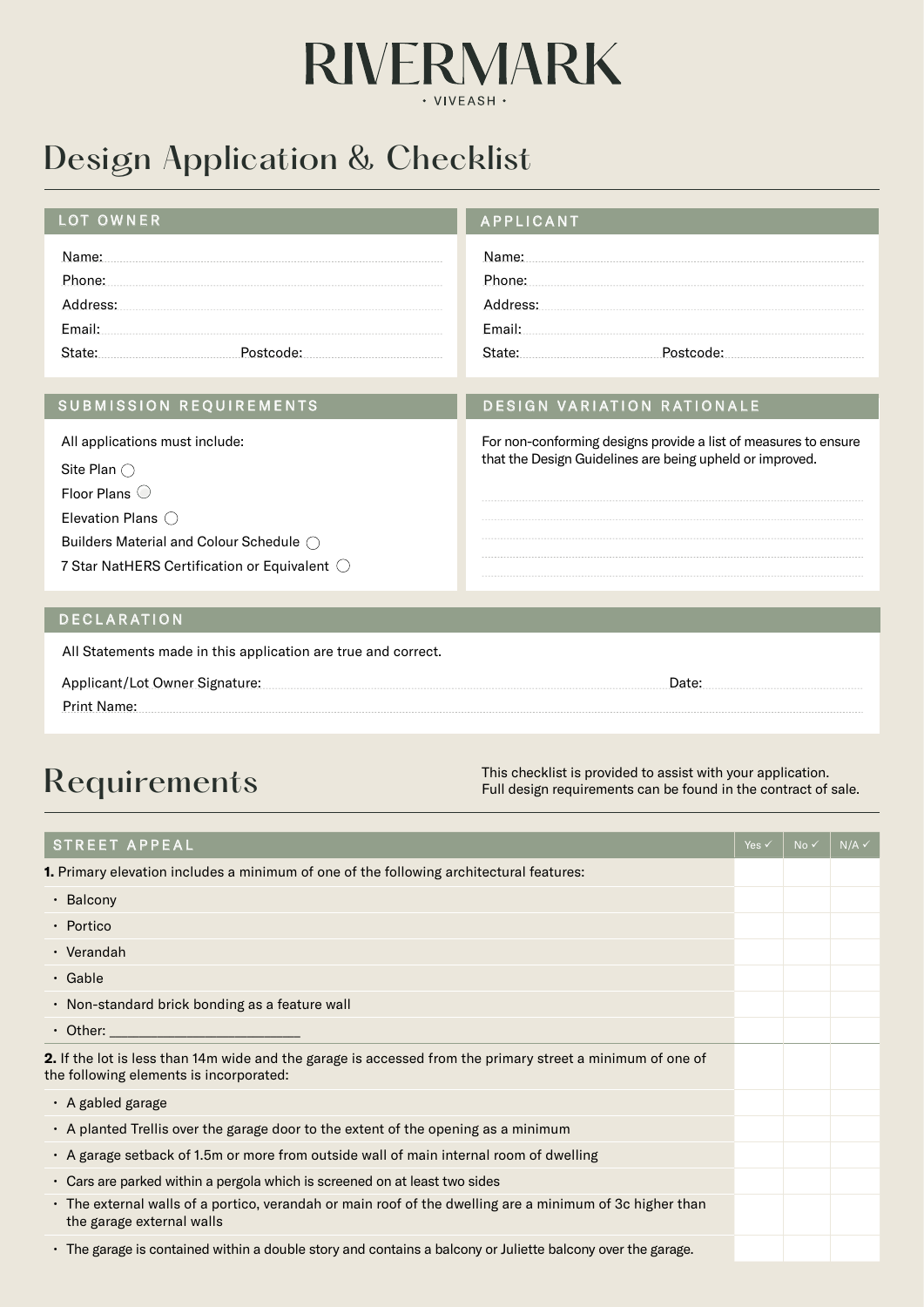# RIVERMARK

• VIVEASH •

# Design Application & Checklist

## LOT OWNER

Name:

Phone:

Address:

Email:

State: Postcode:

## APPLICANT

Name:

Phone:

Address:

Email:

State: Postcode:

## SUBMISSION REQUIREMENTS

All applications must include:

- Site Plan ○
- Floor Plans ○
- Elevation Plans ○
- Builders Material and Colour Schedule ○
- 7 Star NatHERS Certification or Equivalent ○

## DESIGN VARIATION RATIONALE

For non-conforming designs provide a list of measures to ensure that the Design Guidelines are being upheld or improved.

## DECLARATION

All Statements made in this application are true and correct.

Applicant/Lot Owner Signature: Date:

Print Name:

# Requirements

This checklist is provided to assist with your application. Full design requirements can be found in the contract of sale.

| STREET APPEAL | Yes ✓ | No ✓ | N/A ✓ |
|---|---|---|---|
| **1.** Primary elevation includes a minimum of one of the following architectural features: | | | |
| • Balcony | | | |
| • Portico | | | |
| • Verandah | | | |
| • Gable | | | |
| • Non-standard brick bonding as a feature wall | | | |
| • Other: ___________________________ | | | |
| **2.** If the lot is less than 14m wide and the garage is accessed from the primary street a minimum of one of the following elements is incorporated: | | | |
| • A gabled garage | | | |
| • A planted Trellis over the garage door to the extent of the opening as a minimum | | | |
| • A garage setback of 1.5m or more from outside wall of main internal room of dwelling | | | |
| • Cars are parked within a pergola which is screened on at least two sides | | | |
| • The external walls of a portico, verandah or main roof of the dwelling are a minimum of 3c higher than the garage external walls | | | |
| • The garage is contained within a double story and contains a balcony or Juliette balcony over the garage. | | | |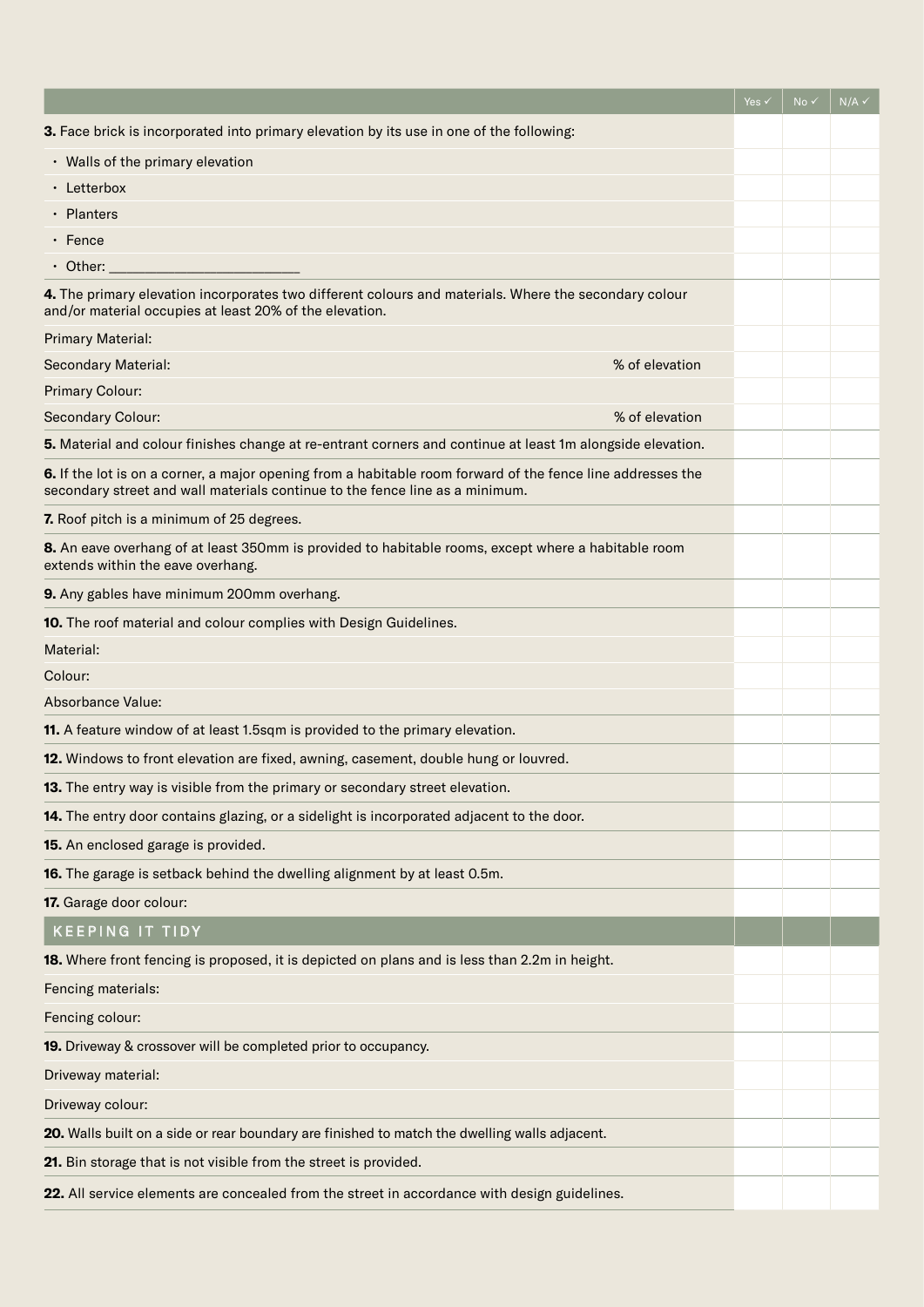| | Yes ✓ | No ✓ | N/A ✓ |
|---|---|---|---|
| **3.** Face brick is incorporated into primary elevation by its use in one of the following: | | | |
| • Walls of the primary elevation | | | |
| • Letterbox | | | |
| • Planters | | | |
| • Fence | | | |
| • Other: ________________________ | | | |
| **4.** The primary elevation incorporates two different colours and materials. Where the secondary colour and/or material occupies at least 20% of the elevation. | | | |
| Primary Material: | | | |
| Secondary Material: % of elevation | | | |
| Primary Colour: | | | |
| Secondary Colour: % of elevation | | | |
| **5.** Material and colour finishes change at re-entrant corners and continue at least 1m alongside elevation. | | | |
| **6.** If the lot is on a corner, a major opening from a habitable room forward of the fence line addresses the secondary street and wall materials continue to the fence line as a minimum. | | | |
| **7.** Roof pitch is a minimum of 25 degrees. | | | |
| **8.** An eave overhang of at least 350mm is provided to habitable rooms, except where a habitable room extends within the eave overhang. | | | |
| **9.** Any gables have minimum 200mm overhang. | | | |
| **10.** The roof material and colour complies with Design Guidelines. | | | |
| Material: | | | |
| Colour: | | | |
| Absorbance Value: | | | |
| **11.** A feature window of at least 1.5sqm is provided to the primary elevation. | | | |
| **12.** Windows to front elevation are fixed, awning, casement, double hung or louvred. | | | |
| **13.** The entry way is visible from the primary or secondary street elevation. | | | |
| **14.** The entry door contains glazing, or a sidelight is incorporated adjacent to the door. | | | |
| **15.** An enclosed garage is provided. | | | |
| **16.** The garage is setback behind the dwelling alignment by at least 0.5m. | | | |
| **17.** Garage door colour: | | | |
| **KEEPING IT TIDY** | | | |
| **18.** Where front fencing is proposed, it is depicted on plans and is less than 2.2m in height. | | | |
| Fencing materials: | | | |
| Fencing colour: | | | |
| **19.** Driveway & crossover will be completed prior to occupancy. | | | |
| Driveway material: | | | |
| Driveway colour: | | | |
| **20.** Walls built on a side or rear boundary are finished to match the dwelling walls adjacent. | | | |
| **21.** Bin storage that is not visible from the street is provided. | | | |
| **22.** All service elements are concealed from the street in accordance with design guidelines. | | | |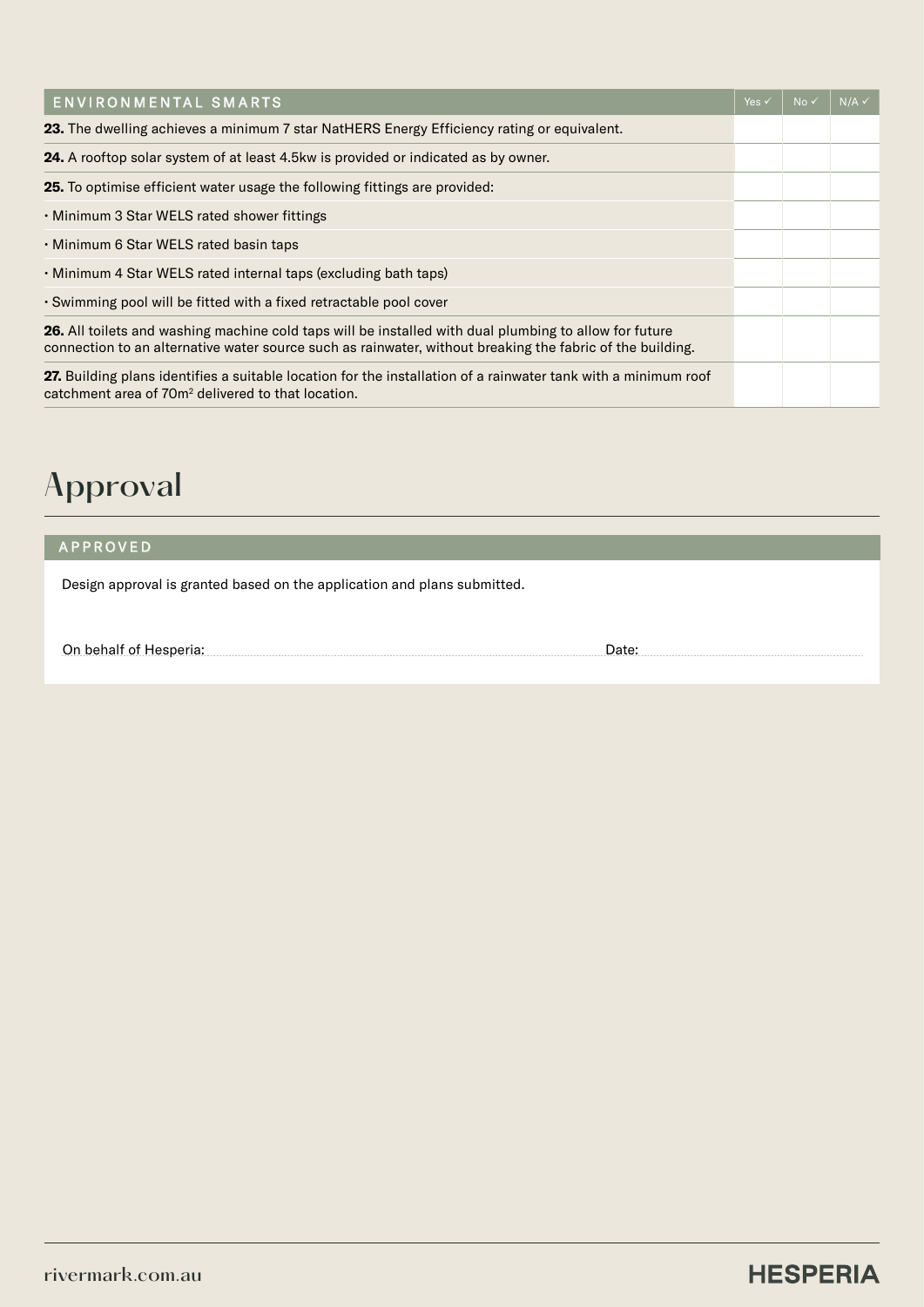| ENVIRONMENTAL SMARTS | Yes ✓ | No ✓ | N/A ✓ |
|---|---|---|---|
| **23.** The dwelling achieves a minimum 7 star NatHERS Energy Efficiency rating or equivalent. | | | |
| **24.** A rooftop solar system of at least 4.5kw is provided or indicated as by owner. | | | |
| **25.** To optimise efficient water usage the following fittings are provided: | | | |
| • Minimum 3 Star WELS rated shower fittings | | | |
| • Minimum 6 Star WELS rated basin taps | | | |
| • Minimum 4 Star WELS rated internal taps (excluding bath taps) | | | |
| • Swimming pool will be fitted with a fixed retractable pool cover | | | |
| **26.** All toilets and washing machine cold taps will be installed with dual plumbing to allow for future connection to an alternative water source such as rainwater, without breaking the fabric of the building. | | | |
| **27.** Building plans identifies a suitable location for the installation of a rainwater tank with a minimum roof catchment area of 70m² delivered to that location. | | | |

# Approval

## APPROVED

Design approval is granted based on the application and plans submitted.

On behalf of Hesperia: .................................................... Date: ....................................

rivermark.com.au

HESPERIA